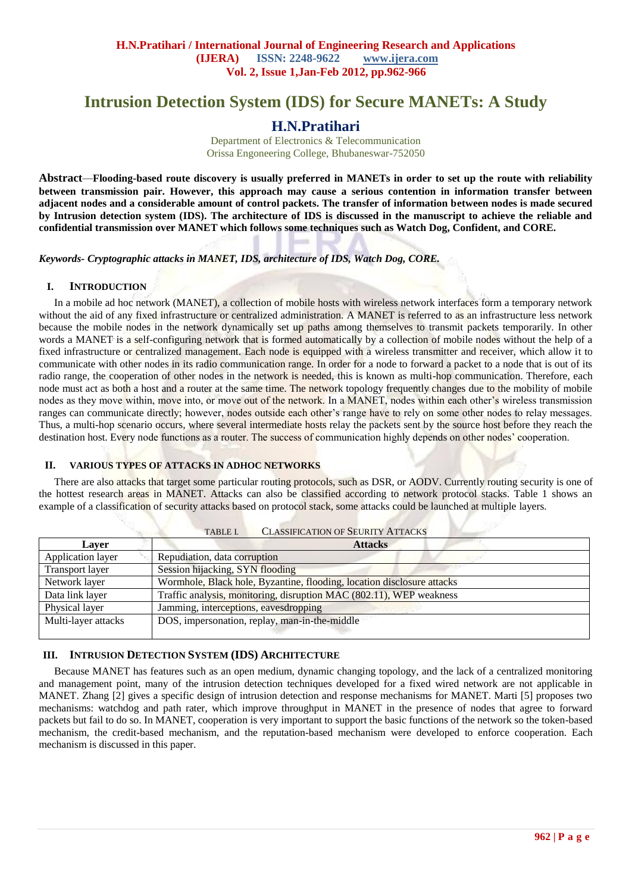# Intrusion Detection System (IDS) for Secure MANETs: A Study

## H.N.Pratihari

Department of Electronics & Telecommunication
Orissa Engoneering College, Bhubaneswar-752050

**Abstract**—**Flooding-based route discovery is usually preferred in MANETs in order to set up the route with reliability between transmission pair. However, this approach may cause a serious contention in information transfer between adjacent nodes and a considerable amount of control packets. The transfer of information between nodes is made secured by Intrusion detection system (IDS). The architecture of IDS is discussed in the manuscript to achieve the reliable and confidential transmission over MANET which follows some techniques such as Watch Dog, Confident, and CORE.**

***Keywords- Cryptographic attacks in MANET, IDS, architecture of IDS, Watch Dog, CORE.***

## I. INTRODUCTION

In a mobile ad hoc network (MANET), a collection of mobile hosts with wireless network interfaces form a temporary network without the aid of any fixed infrastructure or centralized administration. A MANET is referred to as an infrastructure less network because the mobile nodes in the network dynamically set up paths among themselves to transmit packets temporarily. In other words a MANET is a self-configuring network that is formed automatically by a collection of mobile nodes without the help of a fixed infrastructure or centralized management. Each node is equipped with a wireless transmitter and receiver, which allow it to communicate with other nodes in its radio communication range. In order for a node to forward a packet to a node that is out of its radio range, the cooperation of other nodes in the network is needed, this is known as multi-hop communication. Therefore, each node must act as both a host and a router at the same time. The network topology frequently changes due to the mobility of mobile nodes as they move within, move into, or move out of the network. In a MANET, nodes within each other's wireless transmission ranges can communicate directly; however, nodes outside each other's range have to rely on some other nodes to relay messages. Thus, a multi-hop scenario occurs, where several intermediate hosts relay the packets sent by the source host before they reach the destination host. Every node functions as a router. The success of communication highly depends on other nodes' cooperation.

## II. VARIOUS TYPES OF ATTACKS IN ADHOC NETWORKS

There are also attacks that target some particular routing protocols, such as DSR, or AODV. Currently routing security is one of the hottest research areas in MANET. Attacks can also be classified according to network protocol stacks. Table 1 shows an example of a classification of security attacks based on protocol stack, some attacks could be launched at multiple layers.

TABLE I. CLASSIFICATION OF SEURITY ATTACKS

| Layer | Attacks |
|---|---|
| Application layer | Repudiation, data corruption |
| Transport layer | Session hijacking, SYN flooding |
| Network layer | Wormhole, Black hole, Byzantine, flooding, location disclosure attacks |
| Data link layer | Traffic analysis, monitoring, disruption MAC (802.11), WEP weakness |
| Physical layer | Jamming, interceptions, eavesdropping |
| Multi-layer attacks | DOS, impersonation, replay, man-in-the-middle |

## III. INTRUSION DETECTION SYSTEM (IDS) ARCHITECTURE

Because MANET has features such as an open medium, dynamic changing topology, and the lack of a centralized monitoring and management point, many of the intrusion detection techniques developed for a fixed wired network are not applicable in MANET. Zhang [2] gives a specific design of intrusion detection and response mechanisms for MANET. Marti [5] proposes two mechanisms: watchdog and path rater, which improve throughput in MANET in the presence of nodes that agree to forward packets but fail to do so. In MANET, cooperation is very important to support the basic functions of the network so the token-based mechanism, the credit-based mechanism, and the reputation-based mechanism were developed to enforce cooperation. Each mechanism is discussed in this paper.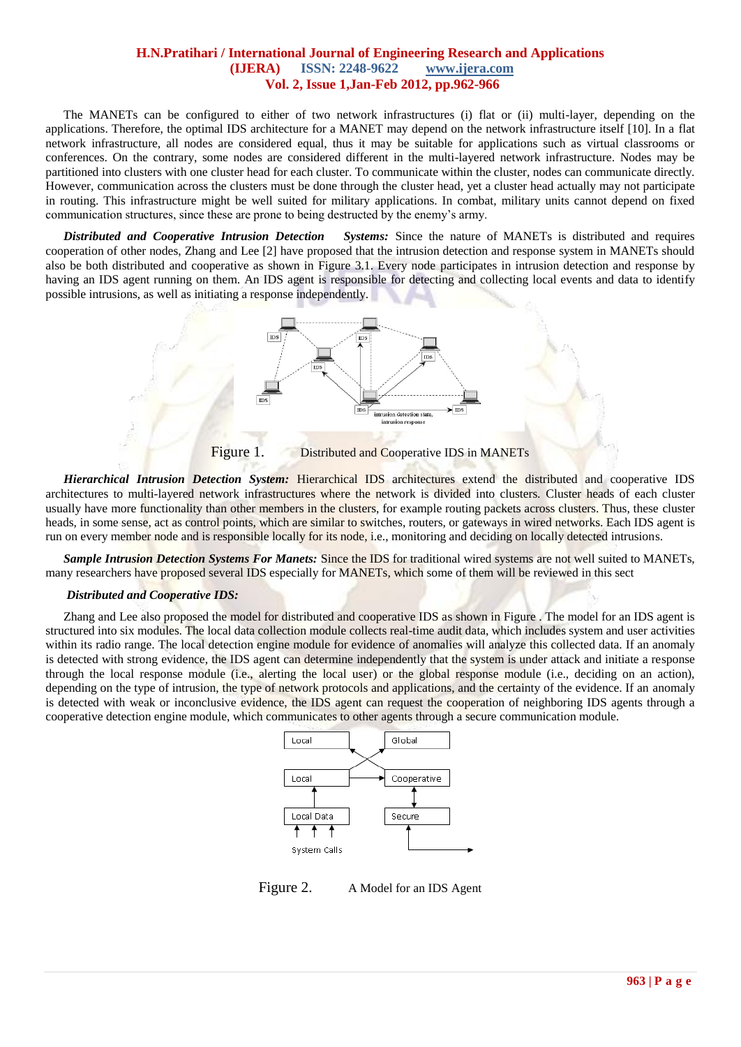The MANETs can be configured to either of two network infrastructures (i) flat or (ii) multi-layer, depending on the applications. Therefore, the optimal IDS architecture for a MANET may depend on the network infrastructure itself [10]. In a flat network infrastructure, all nodes are considered equal, thus it may be suitable for applications such as virtual classrooms or conferences. On the contrary, some nodes are considered different in the multi-layered network infrastructure. Nodes may be partitioned into clusters with one cluster head for each cluster. To communicate within the cluster, nodes can communicate directly. However, communication across the clusters must be done through the cluster head, yet a cluster head actually may not participate in routing. This infrastructure might be well suited for military applications. In combat, military units cannot depend on fixed communication structures, since these are prone to being destructed by the enemy's army.

***Distributed and Cooperative Intrusion Detection Systems:*** Since the nature of MANETs is distributed and requires cooperation of other nodes, Zhang and Lee [2] have proposed that the intrusion detection and response system in MANETs should also be both distributed and cooperative as shown in Figure 3.1. Every node participates in intrusion detection and response by having an IDS agent running on them. An IDS agent is responsible for detecting and collecting local events and data to identify possible intrusions, as well as initiating a response independently.

Figure 1. Distributed and Cooperative IDS in MANETs

***Hierarchical Intrusion Detection System:*** Hierarchical IDS architectures extend the distributed and cooperative IDS architectures to multi-layered network infrastructures where the network is divided into clusters. Cluster heads of each cluster usually have more functionality than other members in the clusters, for example routing packets across clusters. Thus, these cluster heads, in some sense, act as control points, which are similar to switches, routers, or gateways in wired networks. Each IDS agent is run on every member node and is responsible locally for its node, i.e., monitoring and deciding on locally detected intrusions.

***Sample Intrusion Detection Systems For Manets:*** Since the IDS for traditional wired systems are not well suited to MANETs, many researchers have proposed several IDS especially for MANETs, which some of them will be reviewed in this sect

***Distributed and Cooperative IDS:***

Zhang and Lee also proposed the model for distributed and cooperative IDS as shown in Figure . The model for an IDS agent is structured into six modules. The local data collection module collects real-time audit data, which includes system and user activities within its radio range. The local detection engine module for evidence of anomalies will analyze this collected data. If an anomaly is detected with strong evidence, the IDS agent can determine independently that the system is under attack and initiate a response through the local response module (i.e., alerting the local user) or the global response module (i.e., deciding on an action), depending on the type of intrusion, the type of network protocols and applications, and the certainty of the evidence. If an anomaly is detected with weak or inconclusive evidence, the IDS agent can request the cooperation of neighboring IDS agents through a cooperative detection engine module, which communicates to other agents through a secure communication module.

Figure 2. A Model for an IDS Agent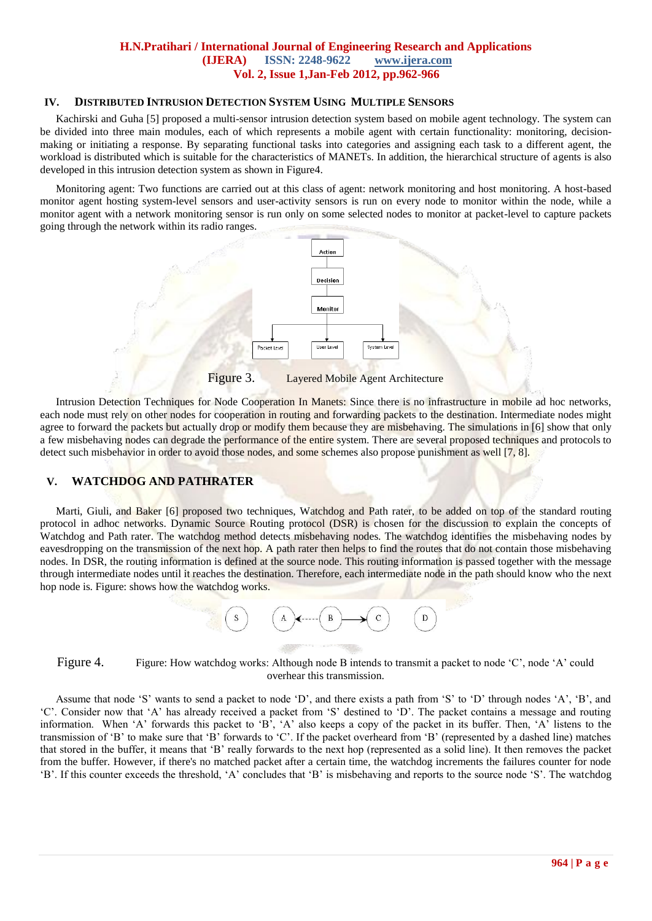## IV. DISTRIBUTED INTRUSION DETECTION SYSTEM USING MULTIPLE SENSORS

Kachirski and Guha [5] proposed a multi-sensor intrusion detection system based on mobile agent technology. The system can be divided into three main modules, each of which represents a mobile agent with certain functionality: monitoring, decision-making or initiating a response. By separating functional tasks into categories and assigning each task to a different agent, the workload is distributed which is suitable for the characteristics of MANETs. In addition, the hierarchical structure of agents is also developed in this intrusion detection system as shown in Figure4.

Monitoring agent: Two functions are carried out at this class of agent: network monitoring and host monitoring. A host-based monitor agent hosting system-level sensors and user-activity sensors is run on every node to monitor within the node, while a monitor agent with a network monitoring sensor is run only on some selected nodes to monitor at packet-level to capture packets going through the network within its radio ranges.

Action

Decision

Monitor

Packet Level | User Level | System Level

Figure 3. Layered Mobile Agent Architecture

Intrusion Detection Techniques for Node Cooperation In Manets: Since there is no infrastructure in mobile ad hoc networks, each node must rely on other nodes for cooperation in routing and forwarding packets to the destination. Intermediate nodes might agree to forward the packets but actually drop or modify them because they are misbehaving. The simulations in [6] show that only a few misbehaving nodes can degrade the performance of the entire system. There are several proposed techniques and protocols to detect such misbehavior in order to avoid those nodes, and some schemes also propose punishment as well [7, 8].

## V. WATCHDOG AND PATHRATER

Marti, Giuli, and Baker [6] proposed two techniques, Watchdog and Path rater, to be added on top of the standard routing protocol in adhoc networks. Dynamic Source Routing protocol (DSR) is chosen for the discussion to explain the concepts of Watchdog and Path rater. The watchdog method detects misbehaving nodes. The watchdog identifies the misbehaving nodes by eavesdropping on the transmission of the next hop. A path rater then helps to find the routes that do not contain those misbehaving nodes. In DSR, the routing information is defined at the source node. This routing information is passed together with the message through intermediate nodes until it reaches the destination. Therefore, each intermediate node in the path should know who the next hop node is. Figure: shows how the watchdog works.

S A B C D

Figure 4. Figure: How watchdog works: Although node B intends to transmit a packet to node 'C', node 'A' could overhear this transmission.

Assume that node 'S' wants to send a packet to node 'D', and there exists a path from 'S' to 'D' through nodes 'A', 'B', and 'C'. Consider now that 'A' has already received a packet from 'S' destined to 'D'. The packet contains a message and routing information. When 'A' forwards this packet to 'B', 'A' also keeps a copy of the packet in its buffer. Then, 'A' listens to the transmission of 'B' to make sure that 'B' forwards to 'C'. If the packet overheard from 'B' (represented by a dashed line) matches that stored in the buffer, it means that 'B' really forwards to the next hop (represented as a solid line). It then removes the packet from the buffer. However, if there's no matched packet after a certain time, the watchdog increments the failures counter for node 'B'. If this counter exceeds the threshold, 'A' concludes that 'B' is misbehaving and reports to the source node 'S'. The watchdog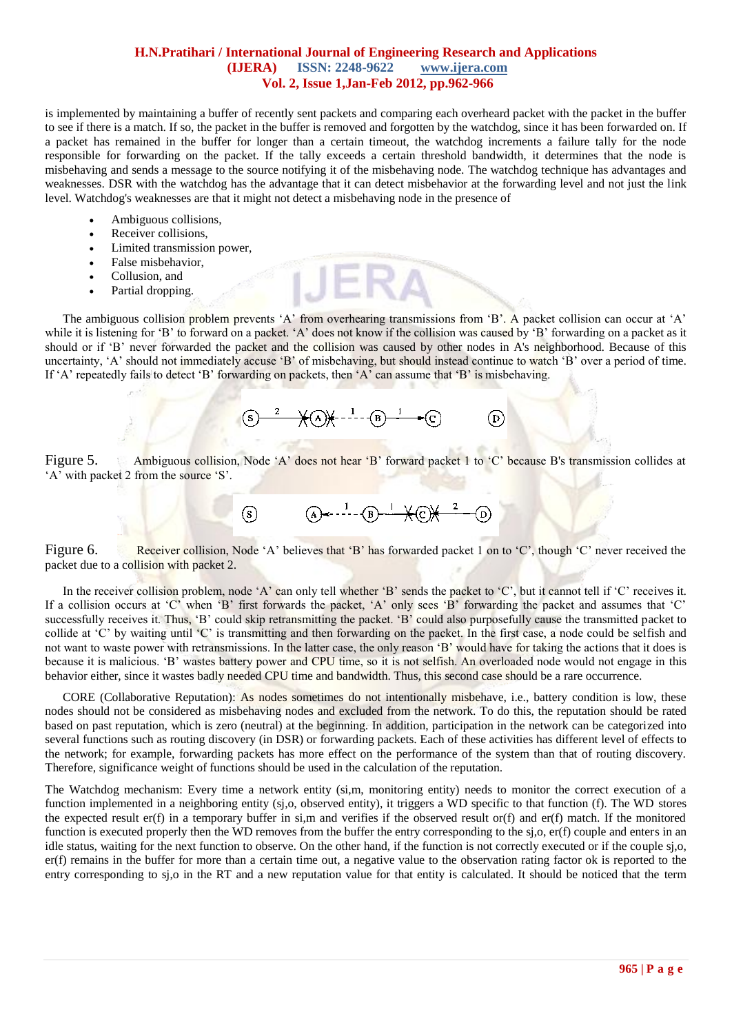is implemented by maintaining a buffer of recently sent packets and comparing each overheard packet with the packet in the buffer to see if there is a match. If so, the packet in the buffer is removed and forgotten by the watchdog, since it has been forwarded on. If a packet has remained in the buffer for longer than a certain timeout, the watchdog increments a failure tally for the node responsible for forwarding on the packet. If the tally exceeds a certain threshold bandwidth, it determines that the node is misbehaving and sends a message to the source notifying it of the misbehaving node. The watchdog technique has advantages and weaknesses. DSR with the watchdog has the advantage that it can detect misbehavior at the forwarding level and not just the link level. Watchdog's weaknesses are that it might not detect a misbehaving node in the presence of

- Ambiguous collisions,
- Receiver collisions,
- Limited transmission power,
- False misbehavior,
- Collusion, and
- Partial dropping.

The ambiguous collision problem prevents 'A' from overhearing transmissions from 'B'. A packet collision can occur at 'A' while it is listening for 'B' to forward on a packet. 'A' does not know if the collision was caused by 'B' forwarding on a packet as it should or if 'B' never forwarded the packet and the collision was caused by other nodes in A's neighborhood. Because of this uncertainty, 'A' should not immediately accuse 'B' of misbehaving, but should instead continue to watch 'B' over a period of time. If 'A' repeatedly fails to detect 'B' forwarding on packets, then 'A' can assume that 'B' is misbehaving.

S 2 A 1 B 1 C D

Figure 5. Ambiguous collision, Node 'A' does not hear 'B' forward packet 1 to 'C' because B's transmission collides at 'A' with packet 2 from the source 'S'.

S A 1 B 1 C 2 D

Figure 6. Receiver collision, Node 'A' believes that 'B' has forwarded packet 1 on to 'C', though 'C' never received the packet due to a collision with packet 2.

In the receiver collision problem, node 'A' can only tell whether 'B' sends the packet to 'C', but it cannot tell if 'C' receives it. If a collision occurs at 'C' when 'B' first forwards the packet, 'A' only sees 'B' forwarding the packet and assumes that 'C' successfully receives it. Thus, 'B' could skip retransmitting the packet. 'B' could also purposefully cause the transmitted packet to collide at 'C' by waiting until 'C' is transmitting and then forwarding on the packet. In the first case, a node could be selfish and not want to waste power with retransmissions. In the latter case, the only reason 'B' would have for taking the actions that it does is because it is malicious. 'B' wastes battery power and CPU time, so it is not selfish. An overloaded node would not engage in this behavior either, since it wastes badly needed CPU time and bandwidth. Thus, this second case should be a rare occurrence.

CORE (Collaborative Reputation): As nodes sometimes do not intentionally misbehave, i.e., battery condition is low, these nodes should not be considered as misbehaving nodes and excluded from the network. To do this, the reputation should be rated based on past reputation, which is zero (neutral) at the beginning. In addition, participation in the network can be categorized into several functions such as routing discovery (in DSR) or forwarding packets. Each of these activities has different level of effects to the network; for example, forwarding packets has more effect on the performance of the system than that of routing discovery. Therefore, significance weight of functions should be used in the calculation of the reputation.

The Watchdog mechanism: Every time a network entity ($s_{i,m}$, monitoring entity) needs to monitor the correct execution of a function implemented in a neighboring entity ($s_{j,o}$, observed entity), it triggers a WD specific to that function (f). The WD stores the expected result er(f) in a temporary buffer in $s_{i,m}$ and verifies if the observed result or(f) and er(f) match. If the monitored function is executed properly then the WD removes from the buffer the entry corresponding to the $s_{j,o}$, er(f) couple and enters in an idle status, waiting for the next function to observe. On the other hand, if the function is not correctly executed or if the couple $s_{j,o}$, er(f) remains in the buffer for more than a certain time out, a negative value to the observation rating factor $o_k$ is reported to the entry corresponding to $s_{j,o}$ in the RT and a new reputation value for that entity is calculated. It should be noticed that the term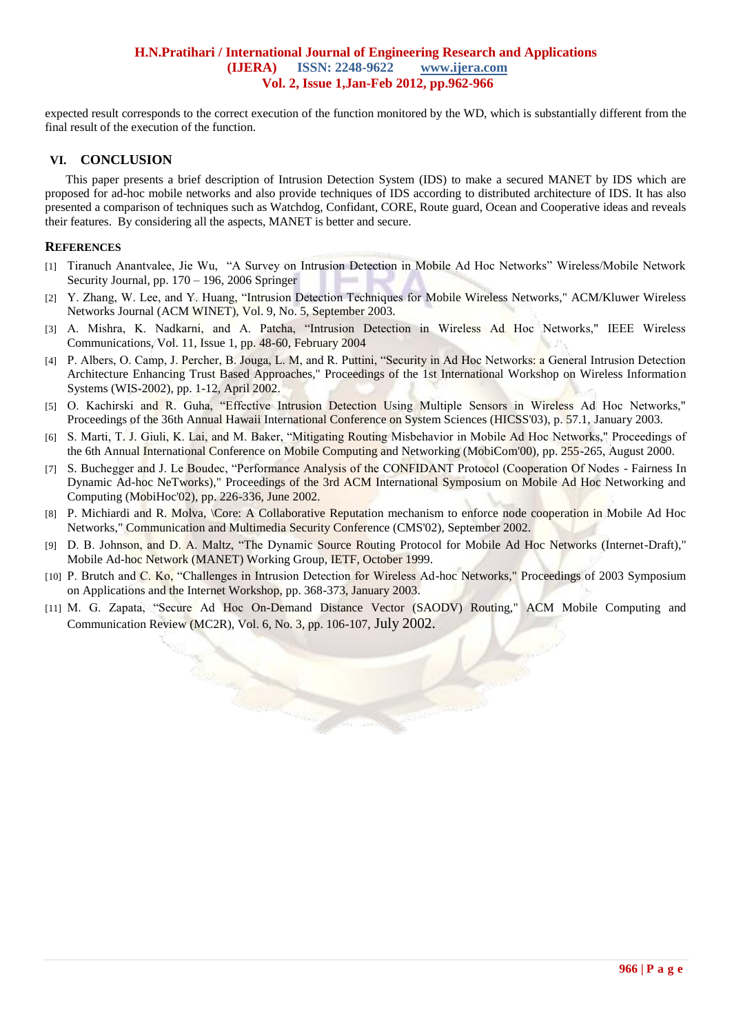expected result corresponds to the correct execution of the function monitored by the WD, which is substantially different from the final result of the execution of the function.

## VI. CONCLUSION

This paper presents a brief description of Intrusion Detection System (IDS) to make a secured MANET by IDS which are proposed for ad-hoc mobile networks and also provide techniques of IDS according to distributed architecture of IDS. It has also presented a comparison of techniques such as Watchdog, Confidant, CORE, Route guard, Ocean and Cooperative ideas and reveals their features. By considering all the aspects, MANET is better and secure.

## REFERENCES

[1] Tiranuch Anantvalee, Jie Wu, "A Survey on Intrusion Detection in Mobile Ad Hoc Networks" Wireless/Mobile Network Security Journal, pp. 170 – 196, 2006 Springer

[2] Y. Zhang, W. Lee, and Y. Huang, "Intrusion Detection Techniques for Mobile Wireless Networks," ACM/Kluwer Wireless Networks Journal (ACM WINET), Vol. 9, No. 5, September 2003.

[3] A. Mishra, K. Nadkarni, and A. Patcha, "Intrusion Detection in Wireless Ad Hoc Networks," IEEE Wireless Communications, Vol. 11, Issue 1, pp. 48-60, February 2004

[4] P. Albers, O. Camp, J. Percher, B. Jouga, L. M, and R. Puttini, "Security in Ad Hoc Networks: a General Intrusion Detection Architecture Enhancing Trust Based Approaches," Proceedings of the 1st International Workshop on Wireless Information Systems (WIS-2002), pp. 1-12, April 2002.

[5] O. Kachirski and R. Guha, "Effective Intrusion Detection Using Multiple Sensors in Wireless Ad Hoc Networks," Proceedings of the 36th Annual Hawaii International Conference on System Sciences (HICSS'03), p. 57.1, January 2003.

[6] S. Marti, T. J. Giuli, K. Lai, and M. Baker, "Mitigating Routing Misbehavior in Mobile Ad Hoc Networks," Proceedings of the 6th Annual International Conference on Mobile Computing and Networking (MobiCom'00), pp. 255-265, August 2000.

[7] S. Buchegger and J. Le Boudec, "Performance Analysis of the CONFIDANT Protocol (Cooperation Of Nodes - Fairness In Dynamic Ad-hoc NeTworks)," Proceedings of the 3rd ACM International Symposium on Mobile Ad Hoc Networking and Computing (MobiHoc'02), pp. 226-336, June 2002.

[8] P. Michiardi and R. Molva, \Core: A Collaborative Reputation mechanism to enforce node cooperation in Mobile Ad Hoc Networks," Communication and Multimedia Security Conference (CMS'02), September 2002.

[9] D. B. Johnson, and D. A. Maltz, "The Dynamic Source Routing Protocol for Mobile Ad Hoc Networks (Internet-Draft)," Mobile Ad-hoc Network (MANET) Working Group, IETF, October 1999.

[10] P. Brutch and C. Ko, "Challenges in Intrusion Detection for Wireless Ad-hoc Networks," Proceedings of 2003 Symposium on Applications and the Internet Workshop, pp. 368-373, January 2003.

[11] M. G. Zapata, "Secure Ad Hoc On-Demand Distance Vector (SAODV) Routing," ACM Mobile Computing and Communication Review (MC2R), Vol. 6, No. 3, pp. 106-107, July 2002.